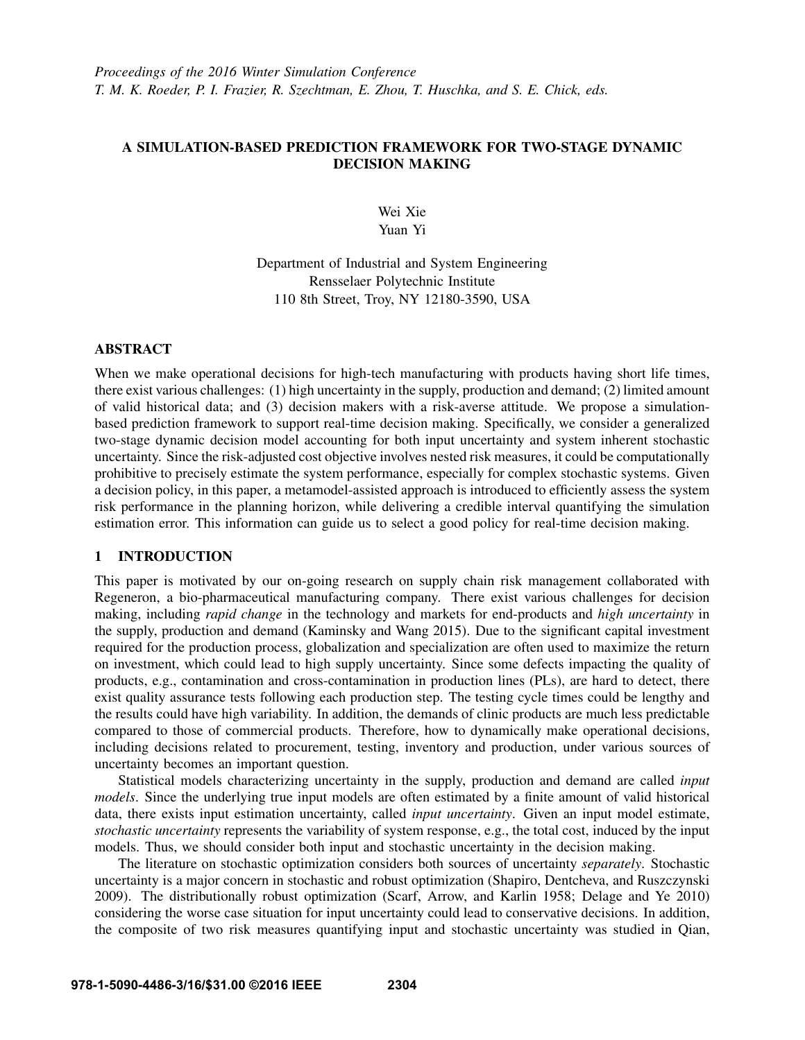# A SIMULATION-BASED PREDICTION FRAMEWORK FOR TWO-STAGE DYNAMIC DECISION MAKING

Wei Xie
Yuan Yi

Department of Industrial and System Engineering
Rensselaer Polytechnic Institute
110 8th Street, Troy, NY 12180-3590, USA

## ABSTRACT

When we make operational decisions for high-tech manufacturing with products having short life times, there exist various challenges: (1) high uncertainty in the supply, production and demand; (2) limited amount of valid historical data; and (3) decision makers with a risk-averse attitude. We propose a simulation-based prediction framework to support real-time decision making. Specifically, we consider a generalized two-stage dynamic decision model accounting for both input uncertainty and system inherent stochastic uncertainty. Since the risk-adjusted cost objective involves nested risk measures, it could be computationally prohibitive to precisely estimate the system performance, especially for complex stochastic systems. Given a decision policy, in this paper, a metamodel-assisted approach is introduced to efficiently assess the system risk performance in the planning horizon, while delivering a credible interval quantifying the simulation estimation error. This information can guide us to select a good policy for real-time decision making.

## 1 INTRODUCTION

This paper is motivated by our on-going research on supply chain risk management collaborated with Regeneron, a bio-pharmaceutical manufacturing company. There exist various challenges for decision making, including *rapid change* in the technology and markets for end-products and *high uncertainty* in the supply, production and demand (Kaminsky and Wang 2015). Due to the significant capital investment required for the production process, globalization and specialization are often used to maximize the return on investment, which could lead to high supply uncertainty. Since some defects impacting the quality of products, e.g., contamination and cross-contamination in production lines (PLs), are hard to detect, there exist quality assurance tests following each production step. The testing cycle times could be lengthy and the results could have high variability. In addition, the demands of clinic products are much less predictable compared to those of commercial products. Therefore, how to dynamically make operational decisions, including decisions related to procurement, testing, inventory and production, under various sources of uncertainty becomes an important question.

Statistical models characterizing uncertainty in the supply, production and demand are called *input models*. Since the underlying true input models are often estimated by a finite amount of valid historical data, there exists input estimation uncertainty, called *input uncertainty*. Given an input model estimate, *stochastic uncertainty* represents the variability of system response, e.g., the total cost, induced by the input models. Thus, we should consider both input and stochastic uncertainty in the decision making.

The literature on stochastic optimization considers both sources of uncertainty *separately*. Stochastic uncertainty is a major concern in stochastic and robust optimization (Shapiro, Dentcheva, and Ruszczynski 2009). The distributionally robust optimization (Scarf, Arrow, and Karlin 1958; Delage and Ye 2010) considering the worse case situation for input uncertainty could lead to conservative decisions. In addition, the composite of two risk measures quantifying input and stochastic uncertainty was studied in Qian,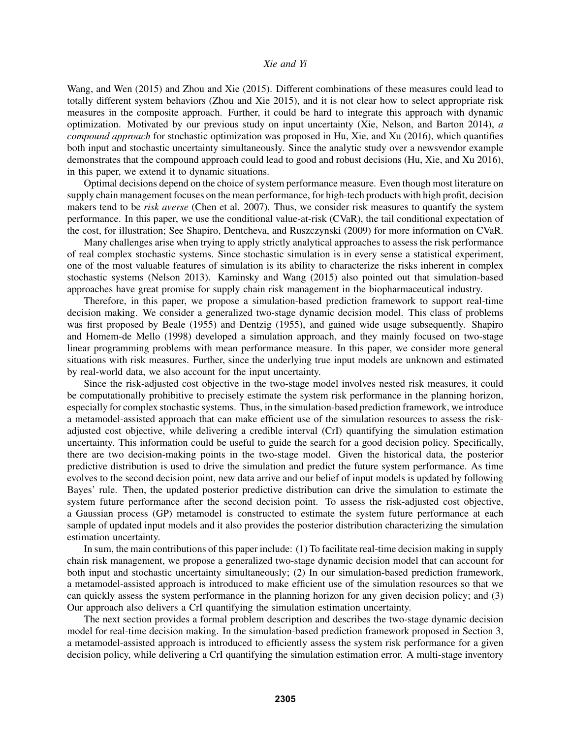Wang, and Wen (2015) and Zhou and Xie (2015). Different combinations of these measures could lead to totally different system behaviors (Zhou and Xie 2015), and it is not clear how to select appropriate risk measures in the composite approach. Further, it could be hard to integrate this approach with dynamic optimization. Motivated by our previous study on input uncertainty (Xie, Nelson, and Barton 2014), *a compound approach* for stochastic optimization was proposed in Hu, Xie, and Xu (2016), which quantifies both input and stochastic uncertainty simultaneously. Since the analytic study over a newsvendor example demonstrates that the compound approach could lead to good and robust decisions (Hu, Xie, and Xu 2016), in this paper, we extend it to dynamic situations.

Optimal decisions depend on the choice of system performance measure. Even though most literature on supply chain management focuses on the mean performance, for high-tech products with high profit, decision makers tend to be *risk averse* (Chen et al. 2007). Thus, we consider risk measures to quantify the system performance. In this paper, we use the conditional value-at-risk (CVaR), the tail conditional expectation of the cost, for illustration; See Shapiro, Dentcheva, and Ruszczynski (2009) for more information on CVaR.

Many challenges arise when trying to apply strictly analytical approaches to assess the risk performance of real complex stochastic systems. Since stochastic simulation is in every sense a statistical experiment, one of the most valuable features of simulation is its ability to characterize the risks inherent in complex stochastic systems (Nelson 2013). Kaminsky and Wang (2015) also pointed out that simulation-based approaches have great promise for supply chain risk management in the biopharmaceutical industry.

Therefore, in this paper, we propose a simulation-based prediction framework to support real-time decision making. We consider a generalized two-stage dynamic decision model. This class of problems was first proposed by Beale (1955) and Dentzig (1955), and gained wide usage subsequently. Shapiro and Homem-de Mello (1998) developed a simulation approach, and they mainly focused on two-stage linear programming problems with mean performance measure. In this paper, we consider more general situations with risk measures. Further, since the underlying true input models are unknown and estimated by real-world data, we also account for the input uncertainty.

Since the risk-adjusted cost objective in the two-stage model involves nested risk measures, it could be computationally prohibitive to precisely estimate the system risk performance in the planning horizon, especially for complex stochastic systems. Thus, in the simulation-based prediction framework, we introduce a metamodel-assisted approach that can make efficient use of the simulation resources to assess the risk-adjusted cost objective, while delivering a credible interval (CrI) quantifying the simulation estimation uncertainty. This information could be useful to guide the search for a good decision policy. Specifically, there are two decision-making points in the two-stage model. Given the historical data, the posterior predictive distribution is used to drive the simulation and predict the future system performance. As time evolves to the second decision point, new data arrive and our belief of input models is updated by following Bayes' rule. Then, the updated posterior predictive distribution can drive the simulation to estimate the system future performance after the second decision point. To assess the risk-adjusted cost objective, a Gaussian process (GP) metamodel is constructed to estimate the system future performance at each sample of updated input models and it also provides the posterior distribution characterizing the simulation estimation uncertainty.

In sum, the main contributions of this paper include: (1) To facilitate real-time decision making in supply chain risk management, we propose a generalized two-stage dynamic decision model that can account for both input and stochastic uncertainty simultaneously; (2) In our simulation-based prediction framework, a metamodel-assisted approach is introduced to make efficient use of the simulation resources so that we can quickly assess the system performance in the planning horizon for any given decision policy; and (3) Our approach also delivers a CrI quantifying the simulation estimation uncertainty.

The next section provides a formal problem description and describes the two-stage dynamic decision model for real-time decision making. In the simulation-based prediction framework proposed in Section 3, a metamodel-assisted approach is introduced to efficiently assess the system risk performance for a given decision policy, while delivering a CrI quantifying the simulation estimation error. A multi-stage inventory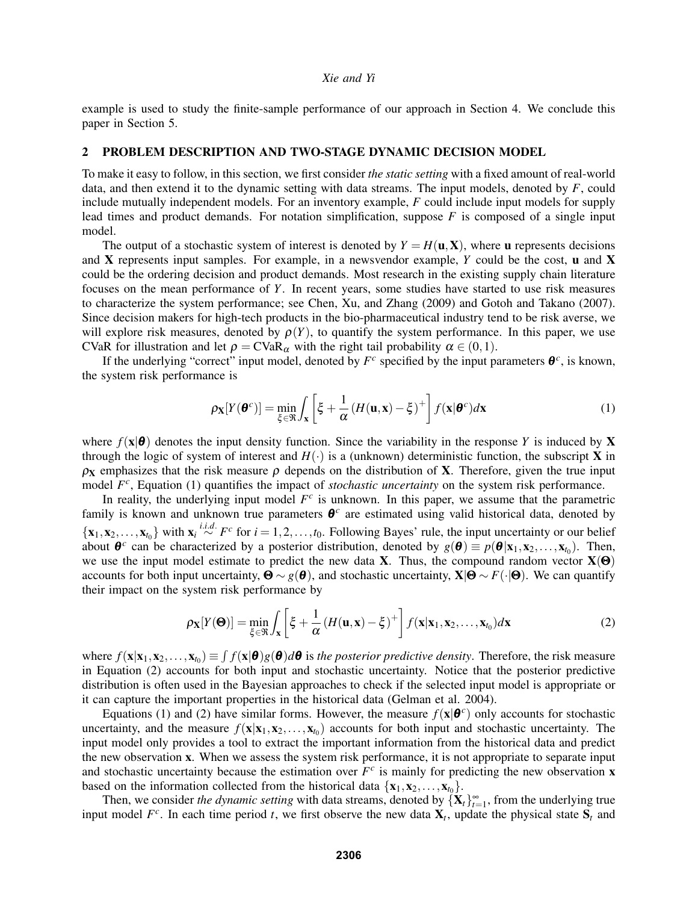example is used to study the finite-sample performance of our approach in Section 4. We conclude this paper in Section 5.

## 2 PROBLEM DESCRIPTION AND TWO-STAGE DYNAMIC DECISION MODEL

To make it easy to follow, in this section, we first consider *the static setting* with a fixed amount of real-world data, and then extend it to the dynamic setting with data streams. The input models, denoted by $F$, could include mutually independent models. For an inventory example, $F$ could include input models for supply lead times and product demands. For notation simplification, suppose $F$ is composed of a single input model.

The output of a stochastic system of interest is denoted by $Y = H(\mathbf{u},\mathbf{X})$, where $\mathbf{u}$ represents decisions and $\mathbf{X}$ represents input samples. For example, in a newsvendor example, $Y$ could be the cost, $\mathbf{u}$ and $\mathbf{X}$ could be the ordering decision and product demands. Most research in the existing supply chain literature focuses on the mean performance of $Y$. In recent years, some studies have started to use risk measures to characterize the system performance; see Chen, Xu, and Zhang (2009) and Gotoh and Takano (2007). Since decision makers for high-tech products in the bio-pharmaceutical industry tend to be risk averse, we will explore risk measures, denoted by $\rho(Y)$, to quantify the system performance. In this paper, we use CVaR for illustration and let $\rho = \mathrm{CVaR}_\alpha$ with the right tail probability $\alpha \in (0,1)$.

If the underlying "correct" input model, denoted by $F^c$ specified by the input parameters $\boldsymbol{\theta}^c$, is known, the system risk performance is

$$\rho_{\mathbf{X}}[Y(\boldsymbol{\theta}^c)] = \min_{\xi\in\Re}\int_{\mathbf{x}}\left[\xi + \frac{1}{\alpha}\left(H(\mathbf{u},\mathbf{x})-\xi\right)^+\right] f(\mathbf{x}|\boldsymbol{\theta}^c)d\mathbf{x} \tag{1}$$

where $f(\mathbf{x}|\boldsymbol{\theta})$ denotes the input density function. Since the variability in the response $Y$ is induced by $\mathbf{X}$ through the logic of system of interest and $H(\cdot)$ is a (unknown) deterministic function, the subscript $\mathbf{X}$ in $\rho_{\mathbf{X}}$ emphasizes that the risk measure $\rho$ depends on the distribution of $\mathbf{X}$. Therefore, given the true input model $F^c$, Equation (1) quantifies the impact of *stochastic uncertainty* on the system risk performance.

In reality, the underlying input model $F^c$ is unknown. In this paper, we assume that the parametric family is known and unknown true parameters $\boldsymbol{\theta}^c$ are estimated using valid historical data, denoted by $\{\mathbf{x}_1,\mathbf{x}_2,\ldots,\mathbf{x}_{t_0}\}$ with $\mathbf{x}_i \overset{i.i.d.}{\sim} F^c$ for $i=1,2,\ldots,t_0$. Following Bayes' rule, the input uncertainty or our belief about $\boldsymbol{\theta}^c$ can be characterized by a posterior distribution, denoted by $g(\boldsymbol{\theta}) \equiv p(\boldsymbol{\theta}|\mathbf{x}_1,\mathbf{x}_2,\ldots,\mathbf{x}_{t_0})$. Then, we use the input model estimate to predict the new data $\mathbf{X}$. Thus, the compound random vector $\mathbf{X}(\boldsymbol{\Theta})$ accounts for both input uncertainty, $\boldsymbol{\Theta} \sim g(\boldsymbol{\theta})$, and stochastic uncertainty, $\mathbf{X}|\boldsymbol{\Theta} \sim F(\cdot|\boldsymbol{\Theta})$. We can quantify their impact on the system risk performance by

$$\rho_{\mathbf{X}}[Y(\boldsymbol{\Theta})] = \min_{\xi\in\Re}\int_{\mathbf{x}}\left[\xi + \frac{1}{\alpha}\left(H(\mathbf{u},\mathbf{x})-\xi\right)^+\right] f(\mathbf{x}|\mathbf{x}_1,\mathbf{x}_2,\ldots,\mathbf{x}_{t_0})d\mathbf{x} \tag{2}$$

where $f(\mathbf{x}|\mathbf{x}_1,\mathbf{x}_2,\ldots,\mathbf{x}_{t_0}) \equiv \int f(\mathbf{x}|\boldsymbol{\theta})g(\boldsymbol{\theta})d\boldsymbol{\theta}$ is *the posterior predictive density*. Therefore, the risk measure in Equation (2) accounts for both input and stochastic uncertainty. Notice that the posterior predictive distribution is often used in the Bayesian approaches to check if the selected input model is appropriate or it can capture the important properties in the historical data (Gelman et al. 2004).

Equations (1) and (2) have similar forms. However, the measure $f(\mathbf{x}|\boldsymbol{\theta}^c)$ only accounts for stochastic uncertainty, and the measure $f(\mathbf{x}|\mathbf{x}_1,\mathbf{x}_2,\ldots,\mathbf{x}_{t_0})$ accounts for both input and stochastic uncertainty. The input model only provides a tool to extract the important information from the historical data and predict the new observation $\mathbf{x}$. When we assess the system risk performance, it is not appropriate to separate input and stochastic uncertainty because the estimation over $F^c$ is mainly for predicting the new observation $\mathbf{x}$ based on the information collected from the historical data $\{\mathbf{x}_1,\mathbf{x}_2,\ldots,\mathbf{x}_{t_0}\}$.

Then, we consider *the dynamic setting* with data streams, denoted by $\{\mathbf{X}_t\}_{t=1}^{\infty}$, from the underlying true input model $F^c$. In each time period $t$, we first observe the new data $\mathbf{X}_t$, update the physical state $\mathbf{S}_t$ and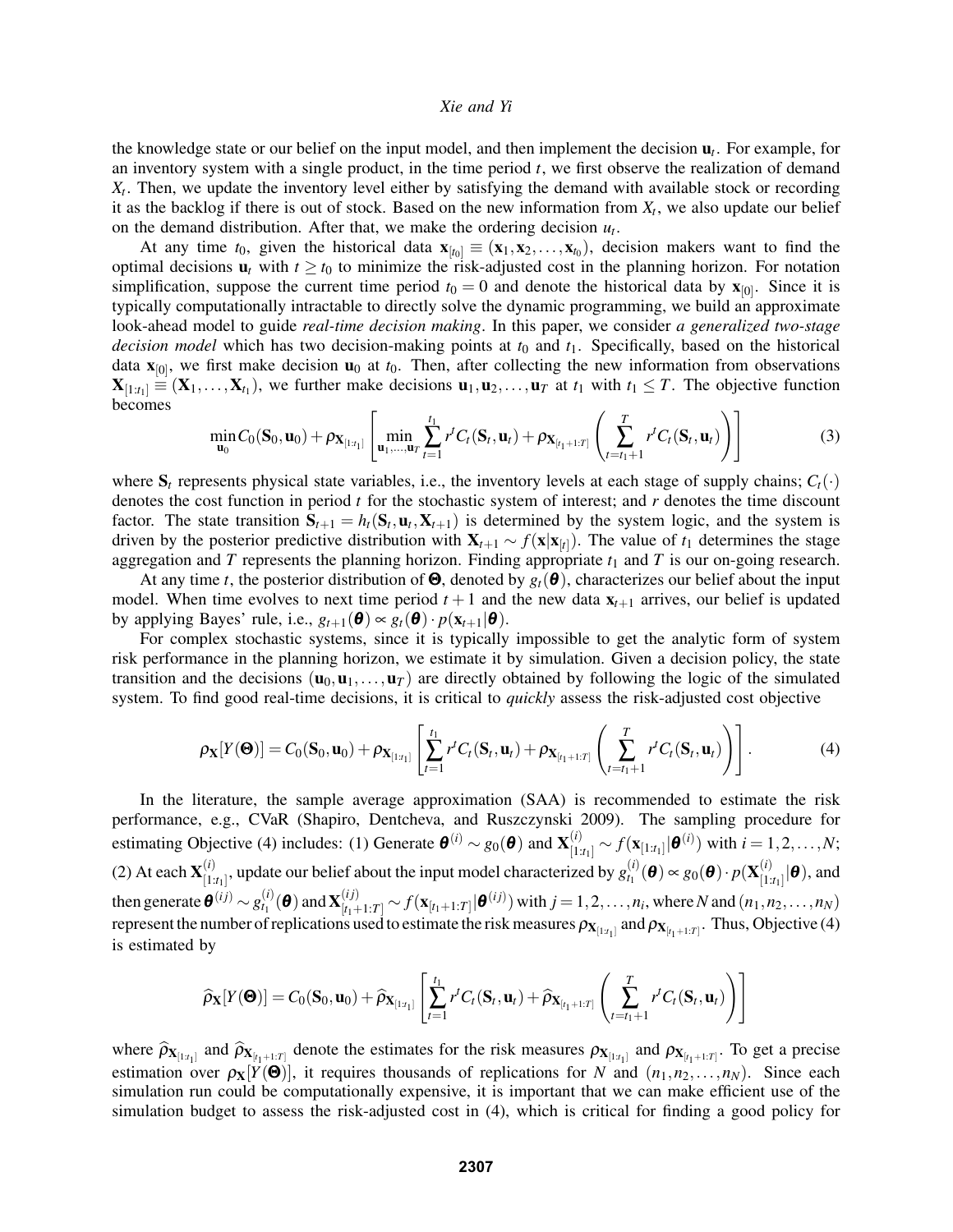the knowledge state or our belief on the input model, and then implement the decision $\mathbf{u}_t$. For example, for an inventory system with a single product, in the time period $t$, we first observe the realization of demand $X_t$. Then, we update the inventory level either by satisfying the demand with available stock or recording it as the backlog if there is out of stock. Based on the new information from $X_t$, we also update our belief on the demand distribution. After that, we make the ordering decision $u_t$.

At any time $t_0$, given the historical data $\mathbf{x}_{[t_0]} \equiv (\mathbf{x}_1, \mathbf{x}_2, \ldots, \mathbf{x}_{t_0})$, decision makers want to find the optimal decisions $\mathbf{u}_t$ with $t \geq t_0$ to minimize the risk-adjusted cost in the planning horizon. For notation simplification, suppose the current time period $t_0 = 0$ and denote the historical data by $\mathbf{x}_{[0]}$. Since it is typically computationally intractable to directly solve the dynamic programming, we build an approximate look-ahead model to guide *real-time decision making*. In this paper, we consider *a generalized two-stage decision model* which has two decision-making points at $t_0$ and $t_1$. Specifically, based on the historical data $\mathbf{x}_{[0]}$, we first make decision $\mathbf{u}_0$ at $t_0$. Then, after collecting the new information from observations $\mathbf{X}_{[1:t_1]} \equiv (\mathbf{X}_1, \ldots, \mathbf{X}_{t_1})$, we further make decisions $\mathbf{u}_1, \mathbf{u}_2, \ldots, \mathbf{u}_T$ at $t_1$ with $t_1 \leq T$. The objective function becomes

$$\min_{\mathbf{u}_0} C_0(\mathbf{S}_0, \mathbf{u}_0) + \rho_{\mathbf{X}_{[1:t_1]}} \left[ \min_{\mathbf{u}_1, \ldots, \mathbf{u}_T} \sum_{t=1}^{t_1} r^t C_t(\mathbf{S}_t, \mathbf{u}_t) + \rho_{\mathbf{X}_{[t_1+1:T]}} \left( \sum_{t=t_1+1}^{T} r^t C_t(\mathbf{S}_t, \mathbf{u}_t) \right) \right] \tag{3}$$

where $\mathbf{S}_t$ represents physical state variables, i.e., the inventory levels at each stage of supply chains; $C_t(\cdot)$ denotes the cost function in period $t$ for the stochastic system of interest; and $r$ denotes the time discount factor. The state transition $\mathbf{S}_{t+1} = h_t(\mathbf{S}_t, \mathbf{u}_t, \mathbf{X}_{t+1})$ is determined by the system logic, and the system is driven by the posterior predictive distribution with $\mathbf{X}_{t+1} \sim f(\mathbf{x}|\mathbf{x}_{[t]})$. The value of $t_1$ determines the stage aggregation and $T$ represents the planning horizon. Finding appropriate $t_1$ and $T$ is our on-going research.

At any time $t$, the posterior distribution of $\boldsymbol{\Theta}$, denoted by $g_t(\boldsymbol{\theta})$, characterizes our belief about the input model. When time evolves to next time period $t+1$ and the new data $\mathbf{x}_{t+1}$ arrives, our belief is updated by applying Bayes' rule, i.e., $g_{t+1}(\boldsymbol{\theta}) \propto g_t(\boldsymbol{\theta}) \cdot p(\mathbf{x}_{t+1}|\boldsymbol{\theta})$.

For complex stochastic systems, since it is typically impossible to get the analytic form of system risk performance in the planning horizon, we estimate it by simulation. Given a decision policy, the state transition and the decisions $(\mathbf{u}_0, \mathbf{u}_1, \ldots, \mathbf{u}_T)$ are directly obtained by following the logic of the simulated system. To find good real-time decisions, it is critical to *quickly* assess the risk-adjusted cost objective

$$\rho_{\mathbf{X}}[Y(\boldsymbol{\Theta})] = C_0(\mathbf{S}_0, \mathbf{u}_0) + \rho_{\mathbf{X}_{[1:t_1]}} \left[ \sum_{t=1}^{t_1} r^t C_t(\mathbf{S}_t, \mathbf{u}_t) + \rho_{\mathbf{X}_{[t_1+1:T]}} \left( \sum_{t=t_1+1}^{T} r^t C_t(\mathbf{S}_t, \mathbf{u}_t) \right) \right]. \tag{4}$$

In the literature, the sample average approximation (SAA) is recommended to estimate the risk performance, e.g., CVaR (Shapiro, Dentcheva, and Ruszczynski 2009). The sampling procedure for estimating Objective (4) includes: (1) Generate $\boldsymbol{\theta}^{(i)} \sim g_0(\boldsymbol{\theta})$ and $\mathbf{X}^{(i)}_{[1:t_1]} \sim f(\mathbf{x}_{[1:t_1]}|\boldsymbol{\theta}^{(i)})$ with $i = 1, 2, \ldots, N$; (2) At each $\mathbf{X}^{(i)}_{[1:t_1]}$, update our belief about the input model characterized by $g^{(i)}_{t_1}(\boldsymbol{\theta}) \propto g_0(\boldsymbol{\theta}) \cdot p(\mathbf{X}^{(i)}_{[1:t_1]}|\boldsymbol{\theta})$, and then generate $\boldsymbol{\theta}^{(ij)} \sim g^{(i)}_{t_1}(\boldsymbol{\theta})$ and $\mathbf{X}^{(ij)}_{[t_1+1:T]} \sim f(\mathbf{x}_{[t_1+1:T]}|\boldsymbol{\theta}^{(ij)})$ with $j = 1, 2, \ldots, n_i$, where $N$ and $(n_1, n_2, \ldots, n_N)$ represent the number of replications used to estimate the risk measures $\rho_{\mathbf{X}_{[1:t_1]}}$ and $\rho_{\mathbf{X}_{[t_1+1:T]}}$. Thus, Objective (4) is estimated by

$$\widehat{\rho}_{\mathbf{X}}[Y(\boldsymbol{\Theta})] = C_0(\mathbf{S}_0, \mathbf{u}_0) + \widehat{\rho}_{\mathbf{X}_{[1:t_1]}} \left[ \sum_{t=1}^{t_1} r^t C_t(\mathbf{S}_t, \mathbf{u}_t) + \widehat{\rho}_{\mathbf{X}_{[t_1+1:T]}} \left( \sum_{t=t_1+1}^{T} r^t C_t(\mathbf{S}_t, \mathbf{u}_t) \right) \right]$$

where $\widehat{\rho}_{\mathbf{X}_{[1:t_1]}}$ and $\widehat{\rho}_{\mathbf{X}_{[t_1+1:T]}}$ denote the estimates for the risk measures $\rho_{\mathbf{X}_{[1:t_1]}}$ and $\rho_{\mathbf{X}_{[t_1+1:T]}}$. To get a precise estimation over $\rho_{\mathbf{X}}[Y(\boldsymbol{\Theta})]$, it requires thousands of replications for $N$ and $(n_1, n_2, \ldots, n_N)$. Since each simulation run could be computationally expensive, it is important that we can make efficient use of the simulation budget to assess the risk-adjusted cost in (4), which is critical for finding a good policy for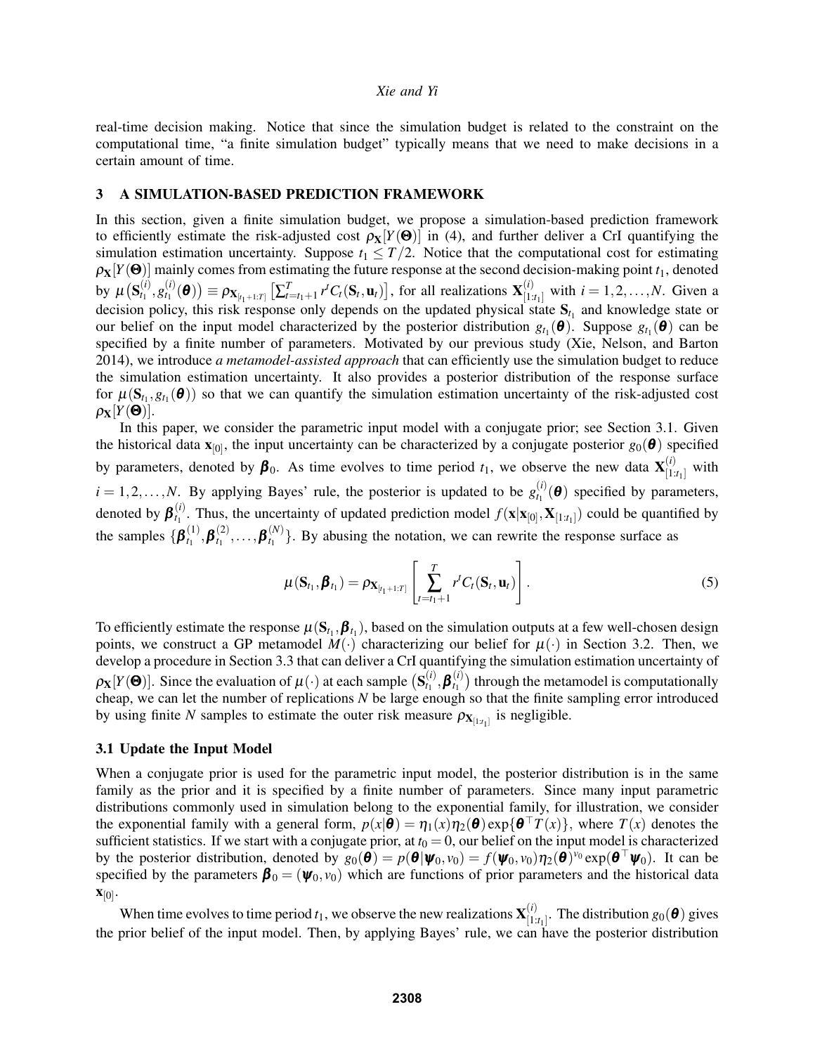real-time decision making. Notice that since the simulation budget is related to the constraint on the computational time, "a finite simulation budget" typically means that we need to make decisions in a certain amount of time.

## 3 A SIMULATION-BASED PREDICTION FRAMEWORK

In this section, given a finite simulation budget, we propose a simulation-based prediction framework to efficiently estimate the risk-adjusted cost $\rho_{\mathbf{X}}[Y(\boldsymbol{\Theta})]$ in (4), and further deliver a CrI quantifying the simulation estimation uncertainty. Suppose $t_1 \leq T/2$. Notice that the computational cost for estimating $\rho_{\mathbf{X}}[Y(\boldsymbol{\Theta})]$ mainly comes from estimating the future response at the second decision-making point $t_1$, denoted by $\mu\left(\mathbf{S}_{t_1}^{(i)}, g_{t_1}^{(i)}(\boldsymbol{\theta})\right) \equiv \rho_{\mathbf{X}_{[t_1+1:T]}}\left[\sum_{t=t_1+1}^{T} r^t C_t(\mathbf{S}_t, \mathbf{u}_t)\right]$, for all realizations $\mathbf{X}_{[1:t_1]}^{(i)}$ with $i=1,2,\ldots,N$. Given a decision policy, this risk response only depends on the updated physical state $\mathbf{S}_{t_1}$ and knowledge state or our belief on the input model characterized by the posterior distribution $g_{t_1}(\boldsymbol{\theta})$. Suppose $g_{t_1}(\boldsymbol{\theta})$ can be specified by a finite number of parameters. Motivated by our previous study (Xie, Nelson, and Barton 2014), we introduce *a metamodel-assisted approach* that can efficiently use the simulation budget to reduce the simulation estimation uncertainty. It also provides a posterior distribution of the response surface for $\mu(\mathbf{S}_{t_1}, g_{t_1}(\boldsymbol{\theta}))$ so that we can quantify the simulation estimation uncertainty of the risk-adjusted cost $\rho_{\mathbf{X}}[Y(\boldsymbol{\Theta})]$.

In this paper, we consider the parametric input model with a conjugate prior; see Section 3.1. Given the historical data $\mathbf{x}_{[0]}$, the input uncertainty can be characterized by a conjugate posterior $g_0(\boldsymbol{\theta})$ specified by parameters, denoted by $\boldsymbol{\beta}_0$. As time evolves to time period $t_1$, we observe the new data $\mathbf{X}_{[1:t_1]}^{(i)}$ with $i=1,2,\ldots,N$. By applying Bayes' rule, the posterior is updated to be $g_{t_1}^{(i)}(\boldsymbol{\theta})$ specified by parameters, denoted by $\boldsymbol{\beta}_{t_1}^{(i)}$. Thus, the uncertainty of updated prediction model $f(\mathbf{x}|\mathbf{x}_{[0]}, \mathbf{X}_{[1:t_1]})$ could be quantified by the samples $\{\boldsymbol{\beta}_{t_1}^{(1)}, \boldsymbol{\beta}_{t_1}^{(2)}, \ldots, \boldsymbol{\beta}_{t_1}^{(N)}\}$. By abusing the notation, we can rewrite the response surface as

$$\mu(\mathbf{S}_{t_1}, \boldsymbol{\beta}_{t_1}) = \rho_{\mathbf{X}_{[t_1+1:T]}}\left[\sum_{t=t_1+1}^{T} r^t C_t(\mathbf{S}_t, \mathbf{u}_t)\right]. \tag{5}$$

To efficiently estimate the response $\mu(\mathbf{S}_{t_1}, \boldsymbol{\beta}_{t_1})$, based on the simulation outputs at a few well-chosen design points, we construct a GP metamodel $M(\cdot)$ characterizing our belief for $\mu(\cdot)$ in Section 3.2. Then, we develop a procedure in Section 3.3 that can deliver a CrI quantifying the simulation estimation uncertainty of $\rho_{\mathbf{X}}[Y(\boldsymbol{\Theta})]$. Since the evaluation of $\mu(\cdot)$ at each sample $\left(\mathbf{S}_{t_1}^{(i)}, \boldsymbol{\beta}_{t_1}^{(i)}\right)$ through the metamodel is computationally cheap, we can let the number of replications $N$ be large enough so that the finite sampling error introduced by using finite $N$ samples to estimate the outer risk measure $\rho_{\mathbf{X}_{[1:t_1]}}$ is negligible.

### 3.1 Update the Input Model

When a conjugate prior is used for the parametric input model, the posterior distribution is in the same family as the prior and it is specified by a finite number of parameters. Since many input parametric distributions commonly used in simulation belong to the exponential family, for illustration, we consider the exponential family with a general form, $p(x|\boldsymbol{\theta}) = \eta_1(x)\eta_2(\boldsymbol{\theta})\exp\{\boldsymbol{\theta}^\top T(x)\}$, where $T(x)$ denotes the sufficient statistics. If we start with a conjugate prior, at $t_0=0$, our belief on the input model is characterized by the posterior distribution, denoted by $g_0(\boldsymbol{\theta}) = p(\boldsymbol{\theta}|\boldsymbol{\psi}_0, v_0) = f(\boldsymbol{\psi}_0, v_0)\eta_2(\boldsymbol{\theta})^{v_0}\exp(\boldsymbol{\theta}^\top\boldsymbol{\psi}_0)$. It can be specified by the parameters $\boldsymbol{\beta}_0 = (\boldsymbol{\psi}_0, v_0)$ which are functions of prior parameters and the historical data $\mathbf{x}_{[0]}$.

When time evolves to time period $t_1$, we observe the new realizations $\mathbf{X}_{[1:t_1]}^{(i)}$. The distribution $g_0(\boldsymbol{\theta})$ gives the prior belief of the input model. Then, by applying Bayes' rule, we can have the posterior distribution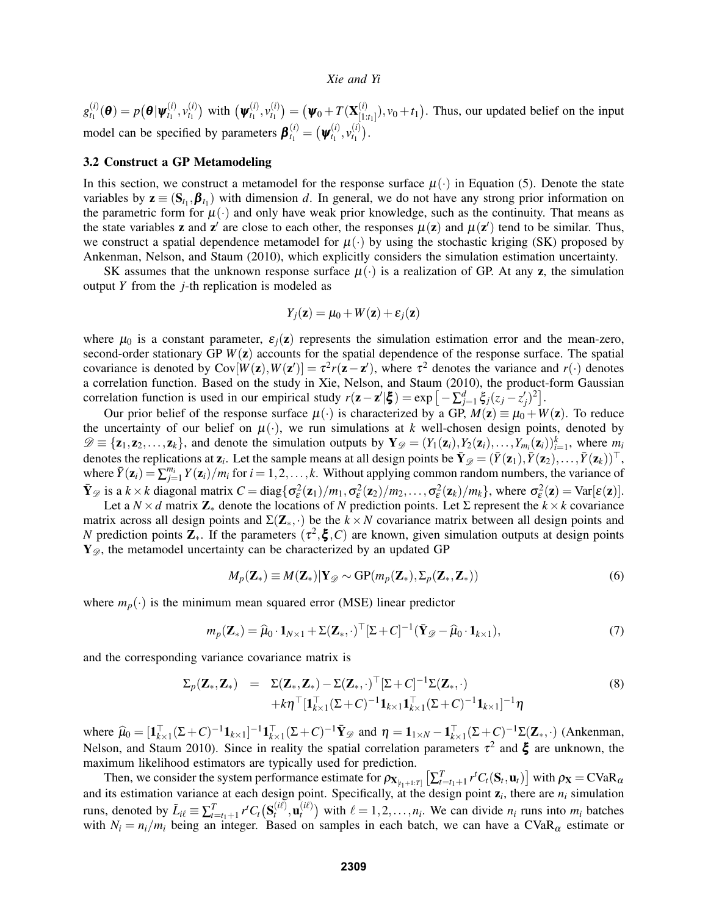$g_{t_1}^{(i)}(\boldsymbol{\theta}) = p\big(\boldsymbol{\theta}|\boldsymbol{\psi}_{t_1}^{(i)}, v_{t_1}^{(i)}\big)$ with $\big(\boldsymbol{\psi}_{t_1}^{(i)}, v_{t_1}^{(i)}\big) = \big(\boldsymbol{\psi}_0 + T(\mathbf{X}_{[1:t_1]}^{(i)}), v_0 + t_1\big)$. Thus, our updated belief on the input model can be specified by parameters $\boldsymbol{\beta}_{t_1}^{(i)} = \big(\boldsymbol{\psi}_{t_1}^{(i)}, v_{t_1}^{(i)}\big)$.

### 3.2 Construct a GP Metamodeling

In this section, we construct a metamodel for the response surface $\mu(\cdot)$ in Equation (5). Denote the state variables by $\mathbf{z} \equiv (\mathbf{S}_{t_1}, \boldsymbol{\beta}_{t_1})$ with dimension $d$. In general, we do not have any strong prior information on the parametric form for $\mu(\cdot)$ and only have weak prior knowledge, such as the continuity. That means as the state variables $\mathbf{z}$ and $\mathbf{z}'$ are close to each other, the responses $\mu(\mathbf{z})$ and $\mu(\mathbf{z}')$ tend to be similar. Thus, we construct a spatial dependence metamodel for $\mu(\cdot)$ by using the stochastic kriging (SK) proposed by Ankenman, Nelson, and Staum (2010), which explicitly considers the simulation estimation uncertainty.

SK assumes that the unknown response surface $\mu(\cdot)$ is a realization of GP. At any $\mathbf{z}$, the simulation output $Y$ from the $j$-th replication is modeled as

$$Y_j(\mathbf{z}) = \mu_0 + W(\mathbf{z}) + \varepsilon_j(\mathbf{z})$$

where $\mu_0$ is a constant parameter, $\varepsilon_j(\mathbf{z})$ represents the simulation estimation error and the mean-zero, second-order stationary GP $W(\mathbf{z})$ accounts for the spatial dependence of the response surface. The spatial covariance is denoted by $\text{Cov}[W(\mathbf{z}), W(\mathbf{z}')] = \tau^2 r(\mathbf{z} - \mathbf{z}')$, where $\tau^2$ denotes the variance and $r(\cdot)$ denotes a correlation function. Based on the study in Xie, Nelson, and Staum (2010), the product-form Gaussian correlation function is used in our empirical study $r(\mathbf{z} - \mathbf{z}'|\boldsymbol{\xi}) = \exp\big[-\sum_{j=1}^{d} \xi_j (z_j - z_j')^2\big]$.

Our prior belief of the response surface $\mu(\mathbf{z})$ is characterized by a GP, $M(\mathbf{z}) \equiv \mu_0 + W(\mathbf{z})$. To reduce the uncertainty of our belief on $\mu(\cdot)$, we run simulations at $k$ well-chosen design points, denoted by $\mathscr{D} \equiv \{\mathbf{z}_1, \mathbf{z}_2, \ldots, \mathbf{z}_k\}$, and denote the simulation outputs by $\mathbf{Y}_{\mathscr{D}} = (Y_1(\mathbf{z}_i), Y_2(\mathbf{z}_i), \ldots, Y_{m_i}(\mathbf{z}_i))_{i=1}^{k}$, where $m_i$ denotes the replications at $\mathbf{z}_i$. Let the sample means at all design points be $\bar{\mathbf{Y}}_{\mathscr{D}} = (\bar{Y}(\mathbf{z}_1), \bar{Y}(\mathbf{z}_2), \ldots, \bar{Y}(\mathbf{z}_k))^\top$, where $\bar{Y}(\mathbf{z}_i) = \sum_{j=1}^{m_i} Y(\mathbf{z}_i)/m_i$ for $i = 1, 2, \ldots, k$. Without applying common random numbers, the variance of $\bar{\mathbf{Y}}_{\mathscr{D}}$ is a $k \times k$ diagonal matrix $C = \text{diag}\{\sigma_\varepsilon^2(\mathbf{z}_1)/m_1, \sigma_\varepsilon^2(\mathbf{z}_2)/m_2, \ldots, \sigma_\varepsilon^2(\mathbf{z}_k)/m_k\}$, where $\sigma_\varepsilon^2(\mathbf{z}) = \text{Var}[\varepsilon(\mathbf{z})]$.

Let a $N \times d$ matrix $\mathbf{Z}_*$ denote the locations of $N$ prediction points. Let $\Sigma$ represent the $k \times k$ covariance matrix across all design points and $\Sigma(\mathbf{Z}_*, \cdot)$ be the $k \times N$ covariance matrix between all design points and $N$ prediction points $\mathbf{Z}_*$. If the parameters $(\tau^2, \boldsymbol{\xi}, C)$ are known, given simulation outputs at design points $\mathbf{Y}_{\mathscr{D}}$, the metamodel uncertainty can be characterized by an updated GP

$$M_p(\mathbf{Z}_*) \equiv M(\mathbf{Z}_*)|\mathbf{Y}_{\mathscr{D}} \sim \text{GP}(m_p(\mathbf{Z}_*), \Sigma_p(\mathbf{Z}_*, \mathbf{Z}_*)) \tag{6}$$

where $m_p(\cdot)$ is the minimum mean squared error (MSE) linear predictor

$$m_p(\mathbf{Z}_*) = \widehat{\mu}_0 \cdot \mathbf{1}_{N\times 1} + \Sigma(\mathbf{Z}_*, \cdot)^\top [\Sigma + C]^{-1} (\bar{\mathbf{Y}}_{\mathscr{D}} - \widehat{\mu}_0 \cdot \mathbf{1}_{k\times 1}), \tag{7}$$

and the corresponding variance covariance matrix is

$$\begin{aligned} \Sigma_p(\mathbf{Z}_*, \mathbf{Z}_*) &= \Sigma(\mathbf{Z}_*, \mathbf{Z}_*) - \Sigma(\mathbf{Z}_*, \cdot)^\top [\Sigma + C]^{-1} \Sigma(\mathbf{Z}_*, \cdot) \\ &\quad + k\boldsymbol{\eta}^\top [\mathbf{1}_{k\times 1}^\top (\Sigma + C)^{-1} \mathbf{1}_{k\times 1} \mathbf{1}_{k\times 1}^\top (\Sigma + C)^{-1} \mathbf{1}_{k\times 1}]^{-1} \boldsymbol{\eta} \end{aligned} \tag{8}$$

where $\widehat{\mu}_0 = [\mathbf{1}_{k\times 1}^\top (\Sigma + C)^{-1} \mathbf{1}_{k\times 1}]^{-1} \mathbf{1}_{k\times 1}^\top (\Sigma + C)^{-1} \bar{\mathbf{Y}}_{\mathscr{D}}$ and $\boldsymbol{\eta} = \mathbf{1}_{1\times N} - \mathbf{1}_{k\times 1}^\top (\Sigma + C)^{-1} \Sigma(\mathbf{Z}_*, \cdot)$ (Ankenman, Nelson, and Staum 2010). Since in reality the spatial correlation parameters $\tau^2$ and $\boldsymbol{\xi}$ are unknown, the maximum likelihood estimators are typically used for prediction.

Then, we consider the system performance estimate for $\rho_{\mathbf{X}_{[t_1+1:T]}}\big[\sum_{t=t_1+1}^{T} r^t C_t(\mathbf{S}_t, \mathbf{u}_t)\big]$ with $\rho_{\mathbf{X}} = \text{CVaR}_\alpha$ and its estimation variance at each design point. Specifically, at the design point $\mathbf{z}_i$, there are $n_i$ simulation runs, denoted by $\tilde{L}_{i\ell} \equiv \sum_{t=t_1+1}^{T} r^t C_t\big(\mathbf{S}_t^{(i\ell)}, \mathbf{u}_t^{(i\ell)}\big)$ with $\ell = 1, 2, \ldots, n_i$. We can divide $n_i$ runs into $m_i$ batches with $N_i = n_i/m_i$ being an integer. Based on samples in each batch, we can have a $\text{CVaR}_\alpha$ estimate or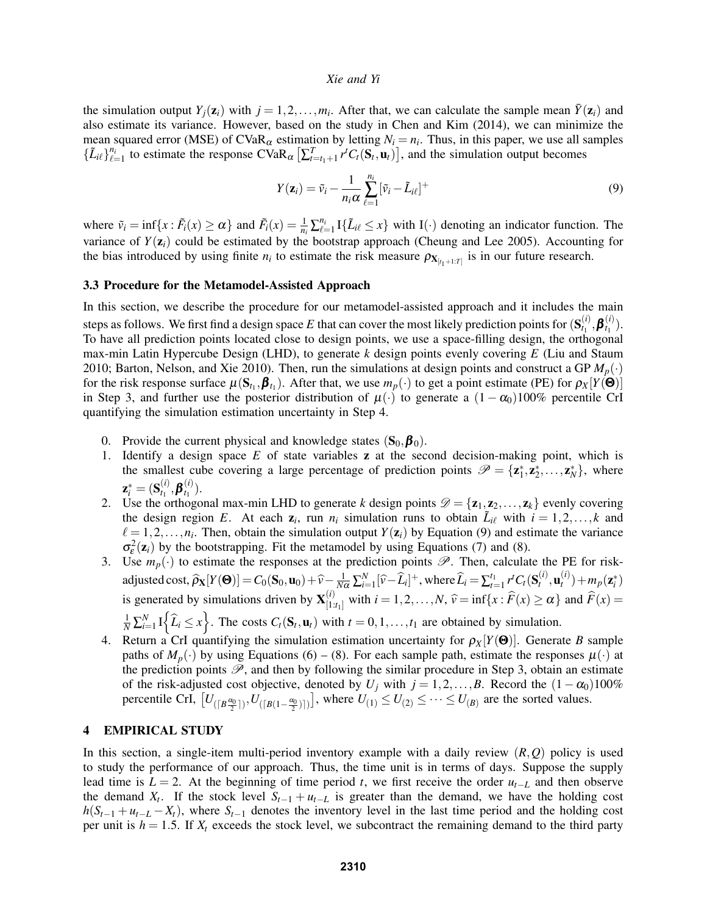the simulation output $Y_j(\mathbf{z}_i)$ with $j = 1, 2, \ldots, m_i$. After that, we can calculate the sample mean $\bar{Y}(\mathbf{z}_i)$ and also estimate its variance. However, based on the study in Chen and Kim (2014), we can minimize the mean squared error (MSE) of CVaR$_\alpha$ estimation by letting $N_i = n_i$. Thus, in this paper, we use all samples $\{\tilde{L}_{i\ell}\}_{\ell=1}^{n_i}$ to estimate the response CVaR$_\alpha \left[\sum_{t=t_1+1}^{T} r^t C_t(\mathbf{S}_t, \mathbf{u}_t)\right]$, and the simulation output becomes

$$Y(\mathbf{z}_i) = \tilde{v}_i - \frac{1}{n_i \alpha} \sum_{\ell=1}^{n_i} [\tilde{v}_i - \tilde{L}_{i\ell}]^+ \tag{9}$$

where $\tilde{v}_i = \inf\{x : \tilde{F}_i(x) \geq \alpha\}$ and $\tilde{F}_i(x) = \frac{1}{n_i}\sum_{\ell=1}^{n_i} \mathrm{I}\{\tilde{L}_{i\ell} \leq x\}$ with $\mathrm{I}(\cdot)$ denoting an indicator function. The variance of $Y(\mathbf{z}_i)$ could be estimated by the bootstrap approach (Cheung and Lee 2005). Accounting for the bias introduced by using finite $n_i$ to estimate the risk measure $\rho_{\mathbf{X}_{[t_1+1:T]}}$ is in our future research.

### 3.3 Procedure for the Metamodel-Assisted Approach

In this section, we describe the procedure for our metamodel-assisted approach and it includes the main steps as follows. We first find a design space $E$ that can cover the most likely prediction points for $(\mathbf{S}_{t_1}^{(i)}, \boldsymbol{\beta}_{t_1}^{(i)})$. To have all prediction points located close to design points, we use a space-filling design, the orthogonal max-min Latin Hypercube Design (LHD), to generate $k$ design points evenly covering $E$ (Liu and Staum 2010; Barton, Nelson, and Xie 2010). Then, run the simulations at design points and construct a GP $M_p(\cdot)$ for the risk response surface $\mu(\mathbf{S}_{t_1}, \boldsymbol{\beta}_{t_1})$. After that, we use $m_p(\cdot)$ to get a point estimate (PE) for $\rho_X[Y(\boldsymbol{\Theta})]$ in Step 3, and further use the posterior distribution of $\mu(\cdot)$ to generate a $(1-\alpha_0)100\%$ percentile CrI quantifying the simulation estimation uncertainty in Step 4.

0. Provide the current physical and knowledge states $(\mathbf{S}_0, \boldsymbol{\beta}_0)$.
1. Identify a design space $E$ of state variables $\mathbf{z}$ at the second decision-making point, which is the smallest cube covering a large percentage of prediction points $\mathscr{P} = \{\mathbf{z}_1^*, \mathbf{z}_2^*, \ldots, \mathbf{z}_N^*\}$, where $\mathbf{z}_i^* = (\mathbf{S}_{t_1}^{(i)}, \boldsymbol{\beta}_{t_1}^{(i)})$.
2. Use the orthogonal max-min LHD to generate $k$ design points $\mathscr{D} = \{\mathbf{z}_1, \mathbf{z}_2, \ldots, \mathbf{z}_k\}$ evenly covering the design region $E$. At each $\mathbf{z}_i$, run $n_i$ simulation runs to obtain $\tilde{L}_{i\ell}$ with $i = 1, 2, \ldots, k$ and $\ell = 1, 2, \ldots, n_i$. Then, obtain the simulation output $Y(\mathbf{z}_i)$ by Equation (9) and estimate the variance $\sigma_\varepsilon^2(\mathbf{z}_i)$ by the bootstrapping. Fit the metamodel by using Equations (7) and (8).
3. Use $m_p(\cdot)$ to estimate the responses at the prediction points $\mathscr{P}$. Then, calculate the PE for risk-adjusted cost, $\widehat{\rho}_{\mathbf{X}}[Y(\boldsymbol{\Theta})] = C_0(\mathbf{S}_0, \mathbf{u}_0) + \widehat{v} - \frac{1}{N\alpha}\sum_{i=1}^{N}[\widehat{v} - \widehat{L}_i]^+$, where $\widehat{L}_i = \sum_{t=1}^{t_1} r^t C_t(\mathbf{S}_t^{(i)}, \mathbf{u}_t^{(i)}) + m_p(\mathbf{z}_i^*)$ is generated by simulations driven by $\mathbf{X}_{[1:t_1]}^{(i)}$ with $i = 1, 2, \ldots, N$, $\widehat{v} = \inf\{x : \widehat{F}(x) \geq \alpha\}$ and $\widehat{F}(x) = \frac{1}{N}\sum_{i=1}^{N} \mathrm{I}\left\{\widehat{L}_i \leq x\right\}$. The costs $C_t(\mathbf{S}_t, \mathbf{u}_t)$ with $t = 0, 1, \ldots, t_1$ are obtained by simulation.
4. Return a CrI quantifying the simulation estimation uncertainty for $\rho_X[Y(\boldsymbol{\Theta})]$. Generate $B$ sample paths of $M_p(\cdot)$ by using Equations (6) – (8). For each sample path, estimate the responses $\mu(\cdot)$ at the prediction points $\mathscr{P}$, and then by following the similar procedure in Step 3, obtain an estimate of the risk-adjusted cost objective, denoted by $U_j$ with $j = 1, 2, \ldots, B$. Record the $(1-\alpha_0)100\%$ percentile CrI, $\left[U_{(\lceil B\frac{\alpha_0}{2}\rceil)}, U_{(\lceil B(1-\frac{\alpha_0}{2})\rceil)}\right]$, where $U_{(1)} \leq U_{(2)} \leq \cdots \leq U_{(B)}$ are the sorted values.

## 4 EMPIRICAL STUDY

In this section, a single-item multi-period inventory example with a daily review $(R, Q)$ policy is used to study the performance of our approach. Thus, the time unit is in terms of days. Suppose the supply lead time is $L = 2$. At the beginning of time period $t$, we first receive the order $u_{t-L}$ and then observe the demand $X_t$. If the stock level $S_{t-1} + u_{t-L}$ is greater than the demand, we have the holding cost $h(S_{t-1} + u_{t-L} - X_t)$, where $S_{t-1}$ denotes the inventory level in the last time period and the holding cost per unit is $h = 1.5$. If $X_t$ exceeds the stock level, we subcontract the remaining demand to the third party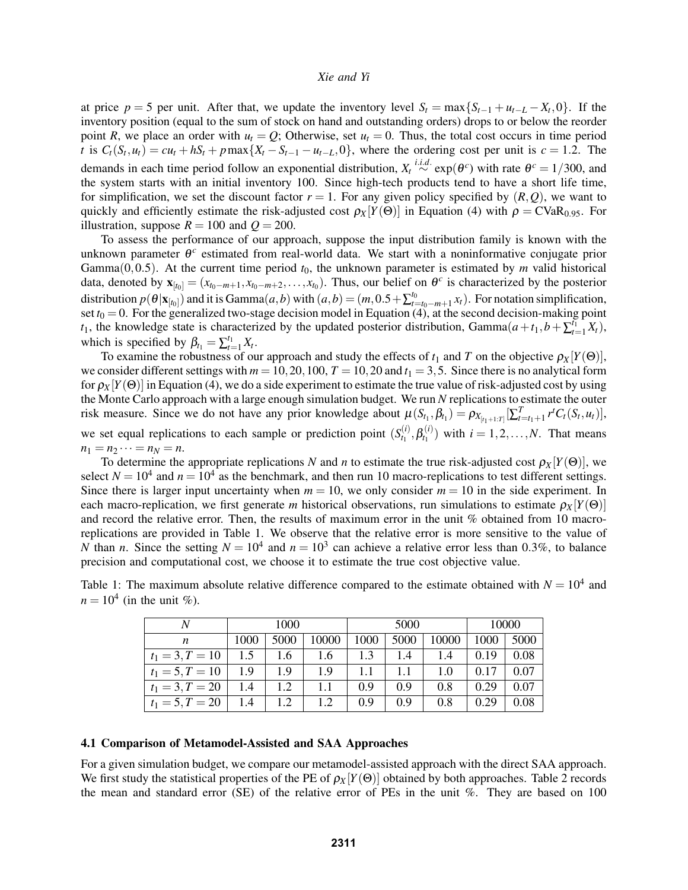at price $p = 5$ per unit. After that, we update the inventory level $S_t = \max\{S_{t-1} + u_{t-L} - X_t, 0\}$. If the inventory position (equal to the sum of stock on hand and outstanding orders) drops to or below the reorder point $R$, we place an order with $u_t = Q$; Otherwise, set $u_t = 0$. Thus, the total cost occurs in time period $t$ is $C_t(S_t, u_t) = cu_t + hS_t + p\max\{X_t - S_{t-1} - u_{t-L}, 0\}$, where the ordering cost per unit is $c = 1.2$. The demands in each time period follow an exponential distribution, $X_t \overset{i.i.d.}{\sim} \exp(\theta^c)$ with rate $\theta^c = 1/300$, and the system starts with an initial inventory 100. Since high-tech products tend to have a short life time, for simplification, we set the discount factor $r = 1$. For any given policy specified by $(R, Q)$, we want to quickly and efficiently estimate the risk-adjusted cost $\rho_X[Y(\Theta)]$ in Equation (4) with $\rho = \text{CVaR}_{0.95}$. For illustration, suppose $R = 100$ and $Q = 200$.

To assess the performance of our approach, suppose the input distribution family is known with the unknown parameter $\theta^c$ estimated from real-world data. We start with a noninformative conjugate prior Gamma$(0, 0.5)$. At the current time period $t_0$, the unknown parameter is estimated by $m$ valid historical data, denoted by $\mathbf{x}_{[t_0]} = (x_{t_0-m+1}, x_{t_0-m+2}, \ldots, x_{t_0})$. Thus, our belief on $\theta^c$ is characterized by the posterior distribution $p(\theta|\mathbf{x}_{[t_0]})$ and it is Gamma$(a, b)$ with $(a, b) = (m, 0.5 + \sum_{t=t_0-m+1}^{t_0} x_t)$. For notation simplification, set $t_0 = 0$. For the generalized two-stage decision model in Equation (4), at the second decision-making point $t_1$, the knowledge state is characterized by the updated posterior distribution, Gamma$(a + t_1, b + \sum_{t=1}^{t_1} X_t)$, which is specified by $\beta_{t_1} = \sum_{t=1}^{t_1} X_t$.

To examine the robustness of our approach and study the effects of $t_1$ and $T$ on the objective $\rho_X[Y(\Theta)]$, we consider different settings with $m = 10, 20, 100$, $T = 10, 20$ and $t_1 = 3, 5$. Since there is no analytical form for $\rho_X[Y(\Theta)]$ in Equation (4), we do a side experiment to estimate the true value of risk-adjusted cost by using the Monte Carlo approach with a large enough simulation budget. We run $N$ replications to estimate the outer risk measure. Since we do not have any prior knowledge about $\mu(S_{t_1}, \beta_{t_1}) = \rho_{X_{[t_1+1:T]}}[\sum_{t=t_1+1}^{T} r^t C_t(S_t, u_t)]$, we set equal replications to each sample or prediction point $(S_{t_1}^{(i)}, \beta_{t_1}^{(i)})$ with $i = 1, 2, \ldots, N$. That means $n_1 = n_2 \cdots = n_N = n$.

To determine the appropriate replications $N$ and $n$ to estimate the true risk-adjusted cost $\rho_X[Y(\Theta)]$, we select $N = 10^4$ and $n = 10^4$ as the benchmark, and then run 10 macro-replications to test different settings. Since there is larger input uncertainty when $m = 10$, we only consider $m = 10$ in the side experiment. In each macro-replication, we first generate $m$ historical observations, run simulations to estimate $\rho_X[Y(\Theta)]$ and record the relative error. Then, the results of maximum error in the unit % obtained from 10 macro-replications are provided in Table 1. We observe that the relative error is more sensitive to the value of $N$ than $n$. Since the setting $N = 10^4$ and $n = 10^3$ can achieve a relative error less than 0.3%, to balance precision and computational cost, we choose it to estimate the true cost objective value.

Table 1: The maximum absolute relative difference compared to the estimate obtained with $N = 10^4$ and $n = 10^4$ (in the unit %).

| $N$ | 1000 | | | 5000 | | | 10000 | |
|---|---|---|---|---|---|---|---|---|
| $n$ | 1000 | 5000 | 10000 | 1000 | 5000 | 10000 | 1000 | 5000 |
| $t_1 = 3, T = 10$ | 1.5 | 1.6 | 1.6 | 1.3 | 1.4 | 1.4 | 0.19 | 0.08 |
| $t_1 = 5, T = 10$ | 1.9 | 1.9 | 1.9 | 1.1 | 1.1 | 1.0 | 0.17 | 0.07 |
| $t_1 = 3, T = 20$ | 1.4 | 1.2 | 1.1 | 0.9 | 0.9 | 0.8 | 0.29 | 0.07 |
| $t_1 = 5, T = 20$ | 1.4 | 1.2 | 1.2 | 0.9 | 0.9 | 0.8 | 0.29 | 0.08 |

### 4.1 Comparison of Metamodel-Assisted and SAA Approaches

For a given simulation budget, we compare our metamodel-assisted approach with the direct SAA approach. We first study the statistical properties of the PE of $\rho_X[Y(\Theta)]$ obtained by both approaches. Table 2 records the mean and standard error (SE) of the relative error of PEs in the unit %. They are based on 100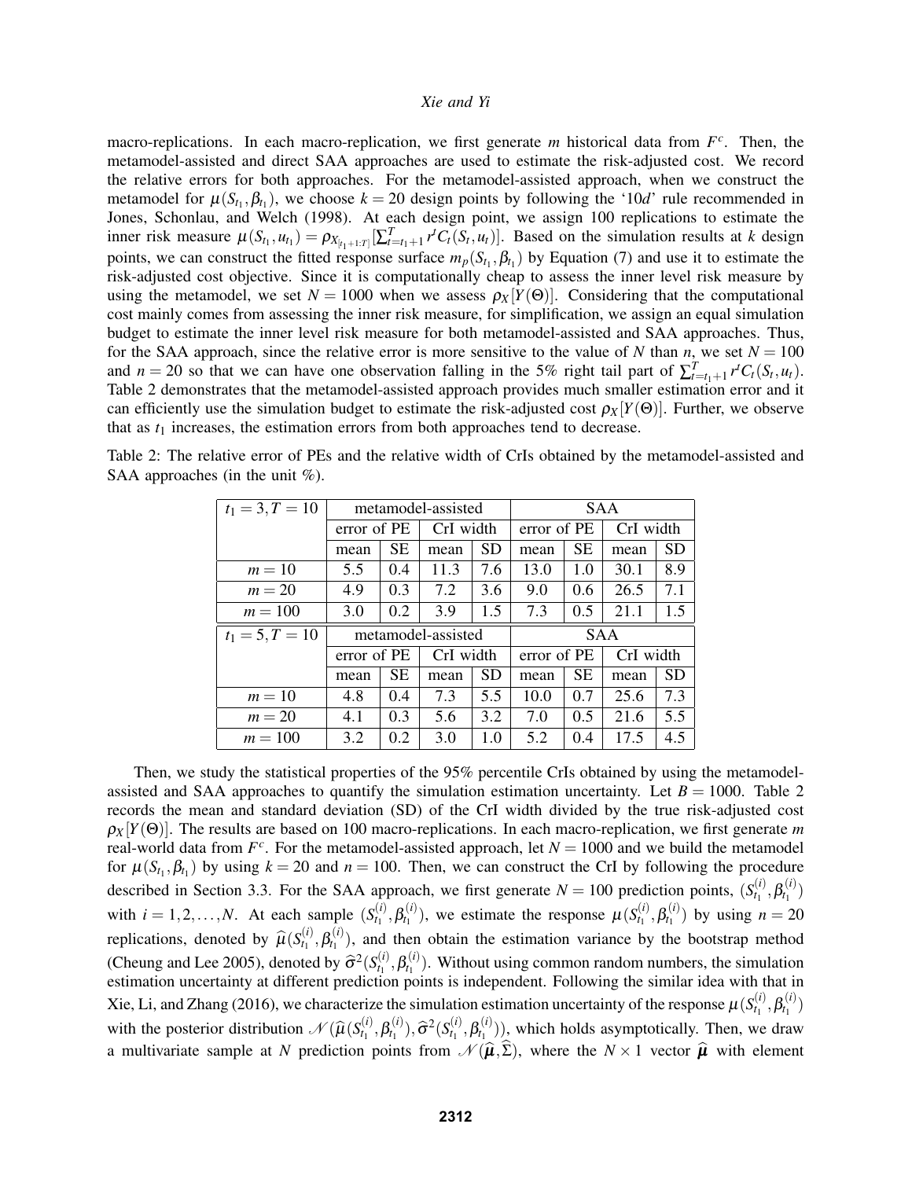macro-replications. In each macro-replication, we first generate $m$ historical data from $F^c$. Then, the metamodel-assisted and direct SAA approaches are used to estimate the risk-adjusted cost. We record the relative errors for both approaches. For the metamodel-assisted approach, when we construct the metamodel for $\mu(S_{t_1}, \beta_{t_1})$, we choose $k = 20$ design points by following the '10$d$' rule recommended in Jones, Schonlau, and Welch (1998). At each design point, we assign 100 replications to estimate the inner risk measure $\mu(S_{t_1}, u_{t_1}) = \rho_{X_{[t_1+1:T]}}[\sum_{t=t_1+1}^{T} r^t C_t(S_t, u_t)]$. Based on the simulation results at $k$ design points, we can construct the fitted response surface $m_p(S_{t_1}, \beta_{t_1})$ by Equation (7) and use it to estimate the risk-adjusted cost objective. Since it is computationally cheap to assess the inner level risk measure by using the metamodel, we set $N = 1000$ when we assess $\rho_X[Y(\Theta)]$. Considering that the computational cost mainly comes from assessing the inner risk measure, for simplification, we assign an equal simulation budget to estimate the inner level risk measure for both metamodel-assisted and SAA approaches. Thus, for the SAA approach, since the relative error is more sensitive to the value of $N$ than $n$, we set $N = 100$ and $n = 20$ so that we can have one observation falling in the 5% right tail part of $\sum_{t=t_1+1}^{T} r^t C_t(S_t, u_t)$. Table 2 demonstrates that the metamodel-assisted approach provides much smaller estimation error and it can efficiently use the simulation budget to estimate the risk-adjusted cost $\rho_X[Y(\Theta)]$. Further, we observe that as $t_1$ increases, the estimation errors from both approaches tend to decrease.

Table 2: The relative error of PEs and the relative width of CrIs obtained by the metamodel-assisted and SAA approaches (in the unit %).

| $t_1 = 3, T = 10$ | metamodel-assisted | | | | SAA | | | |
|---|---|---|---|---|---|---|---|---|
| | error of PE | | CrI width | | error of PE | | CrI width | |
| | mean | SE | mean | SD | mean | SE | mean | SD |
| $m = 10$ | 5.5 | 0.4 | 11.3 | 7.6 | 13.0 | 1.0 | 30.1 | 8.9 |
| $m = 20$ | 4.9 | 0.3 | 7.2 | 3.6 | 9.0 | 0.6 | 26.5 | 7.1 |
| $m = 100$ | 3.0 | 0.2 | 3.9 | 1.5 | 7.3 | 0.5 | 21.1 | 1.5 |
| $t_1 = 5, T = 10$ | metamodel-assisted | | | | SAA | | | |
| | error of PE | | CrI width | | error of PE | | CrI width | |
| | mean | SE | mean | SD | mean | SE | mean | SD |
| $m = 10$ | 4.8 | 0.4 | 7.3 | 5.5 | 10.0 | 0.7 | 25.6 | 7.3 |
| $m = 20$ | 4.1 | 0.3 | 5.6 | 3.2 | 7.0 | 0.5 | 21.6 | 5.5 |
| $m = 100$ | 3.2 | 0.2 | 3.0 | 1.0 | 5.2 | 0.4 | 17.5 | 4.5 |

Then, we study the statistical properties of the 95% percentile CrIs obtained by using the metamodel-assisted and SAA approaches to quantify the simulation estimation uncertainty. Let $B = 1000$. Table 2 records the mean and standard deviation (SD) of the CrI width divided by the true risk-adjusted cost $\rho_X[Y(\Theta)]$. The results are based on 100 macro-replications. In each macro-replication, we first generate $m$ real-world data from $F^c$. For the metamodel-assisted approach, let $N = 1000$ and we build the metamodel for $\mu(S_{t_1}, \beta_{t_1})$ by using $k = 20$ and $n = 100$. Then, we can construct the CrI by following the procedure described in Section 3.3. For the SAA approach, we first generate $N = 100$ prediction points, $(S_{t_1}^{(i)}, \beta_{t_1}^{(i)})$ with $i = 1, 2, \ldots, N$. At each sample $(S_{t_1}^{(i)}, \beta_{t_1}^{(i)})$, we estimate the response $\mu(S_{t_1}^{(i)}, \beta_{t_1}^{(i)})$ by using $n = 20$ replications, denoted by $\widehat{\mu}(S_{t_1}^{(i)}, \beta_{t_1}^{(i)})$, and then obtain the estimation variance by the bootstrap method (Cheung and Lee 2005), denoted by $\widehat{\sigma}^2(S_{t_1}^{(i)}, \beta_{t_1}^{(i)})$. Without using common random numbers, the simulation estimation uncertainty at different prediction points is independent. Following the similar idea with that in Xie, Li, and Zhang (2016), we characterize the simulation estimation uncertainty of the response $\mu(S_{t_1}^{(i)}, \beta_{t_1}^{(i)})$ with the posterior distribution $\mathcal{N}(\widehat{\mu}(S_{t_1}^{(i)}, \beta_{t_1}^{(i)}), \widehat{\sigma}^2(S_{t_1}^{(i)}, \beta_{t_1}^{(i)}))$, which holds asymptotically. Then, we draw a multivariate sample at $N$ prediction points from $\mathcal{N}(\widehat{\boldsymbol{\mu}}, \widehat{\Sigma})$, where the $N \times 1$ vector $\widehat{\boldsymbol{\mu}}$ with element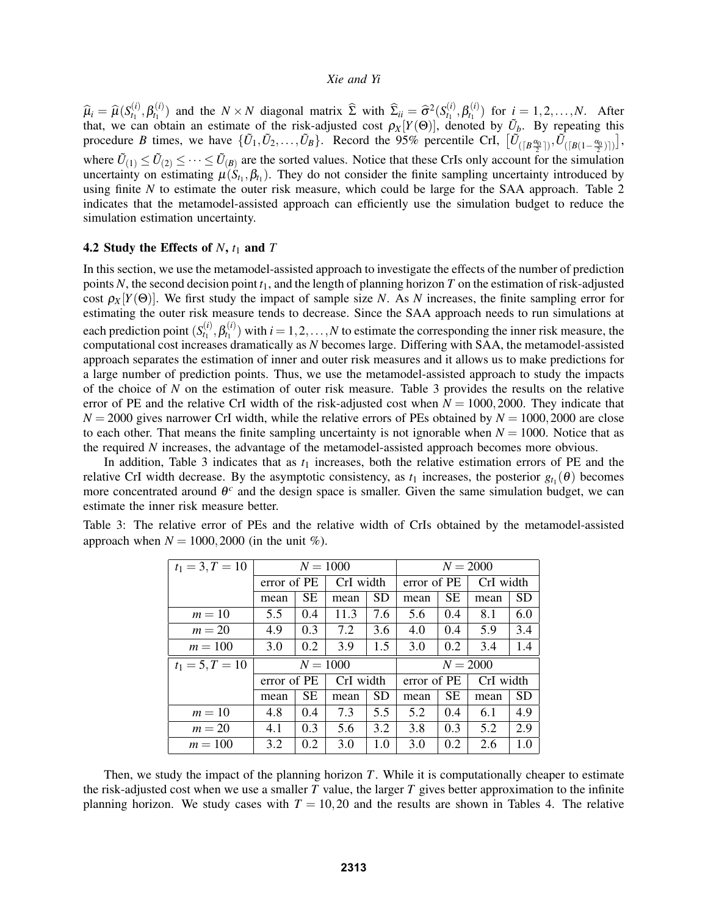$\widehat{\mu}_i = \widehat{\mu}(S_{t_1}^{(i)}, \beta_{t_1}^{(i)})$ and the $N \times N$ diagonal matrix $\widehat{\Sigma}$ with $\widehat{\Sigma}_{ii} = \widehat{\sigma}^2(S_{t_1}^{(i)}, \beta_{t_1}^{(i)})$ for $i = 1, 2, \ldots, N$. After that, we can obtain an estimate of the risk-adjusted cost $\rho_X[Y(\Theta)]$, denoted by $\tilde{U}_b$. By repeating this procedure $B$ times, we have $\{\tilde{U}_1, \tilde{U}_2, \ldots, \tilde{U}_B\}$. Record the 95% percentile CrI, $\left[\tilde{U}_{(\lceil B\frac{\alpha_0}{2}\rceil)}, \tilde{U}_{(\lceil B(1-\frac{\alpha_0}{2})\rceil)}\right]$, where $\tilde{U}_{(1)} \leq \tilde{U}_{(2)} \leq \cdots \leq \tilde{U}_{(B)}$ are the sorted values. Notice that these CrIs only account for the simulation uncertainty on estimating $\mu(S_{t_1}, \beta_{t_1})$. They do not consider the finite sampling uncertainty introduced by using finite $N$ to estimate the outer risk measure, which could be large for the SAA approach. Table 2 indicates that the metamodel-assisted approach can efficiently use the simulation budget to reduce the simulation estimation uncertainty.

### 4.2 Study the Effects of $N$, $t_1$ and $T$

In this section, we use the metamodel-assisted approach to investigate the effects of the number of prediction points $N$, the second decision point $t_1$, and the length of planning horizon $T$ on the estimation of risk-adjusted cost $\rho_X[Y(\Theta)]$. We first study the impact of sample size $N$. As $N$ increases, the finite sampling error for estimating the outer risk measure tends to decrease. Since the SAA approach needs to run simulations at each prediction point $(S_{t_1}^{(i)}, \beta_{t_1}^{(i)})$ with $i = 1, 2, \ldots, N$ to estimate the corresponding the inner risk measure, the computational cost increases dramatically as $N$ becomes large. Differing with SAA, the metamodel-assisted approach separates the estimation of inner and outer risk measures and it allows us to make predictions for a large number of prediction points. Thus, we use the metamodel-assisted approach to study the impacts of the choice of $N$ on the estimation of outer risk measure. Table 3 provides the results on the relative error of PE and the relative CrI width of the risk-adjusted cost when $N = 1000, 2000$. They indicate that $N = 2000$ gives narrower CrI width, while the relative errors of PEs obtained by $N = 1000, 2000$ are close to each other. That means the finite sampling uncertainty is not ignorable when $N = 1000$. Notice that as the required $N$ increases, the advantage of the metamodel-assisted approach becomes more obvious.

In addition, Table 3 indicates that as $t_1$ increases, both the relative estimation errors of PE and the relative CrI width decrease. By the asymptotic consistency, as $t_1$ increases, the posterior $g_{t_1}(\theta)$ becomes more concentrated around $\theta^c$ and the design space is smaller. Given the same simulation budget, we can estimate the inner risk measure better.

Table 3: The relative error of PEs and the relative width of CrIs obtained by the metamodel-assisted approach when $N = 1000, 2000$ (in the unit %).

| $t_1 = 3, T = 10$ | $N = 1000$ | | | | $N = 2000$ | | | |
|---|---|---|---|---|---|---|---|---|
| | error of PE | | CrI width | | error of PE | | CrI width | |
| | mean | SE | mean | SD | mean | SE | mean | SD |
| $m = 10$ | 5.5 | 0.4 | 11.3 | 7.6 | 5.6 | 0.4 | 8.1 | 6.0 |
| $m = 20$ | 4.9 | 0.3 | 7.2 | 3.6 | 4.0 | 0.4 | 5.9 | 3.4 |
| $m = 100$ | 3.0 | 0.2 | 3.9 | 1.5 | 3.0 | 0.2 | 3.4 | 1.4 |
| $t_1 = 5, T = 10$ | $N = 1000$ | | | | $N = 2000$ | | | |
| | error of PE | | CrI width | | error of PE | | CrI width | |
| | mean | SE | mean | SD | mean | SE | mean | SD |
| $m = 10$ | 4.8 | 0.4 | 7.3 | 5.5 | 5.2 | 0.4 | 6.1 | 4.9 |
| $m = 20$ | 4.1 | 0.3 | 5.6 | 3.2 | 3.8 | 0.3 | 5.2 | 2.9 |
| $m = 100$ | 3.2 | 0.2 | 3.0 | 1.0 | 3.0 | 0.2 | 2.6 | 1.0 |

Then, we study the impact of the planning horizon $T$. While it is computationally cheaper to estimate the risk-adjusted cost when we use a smaller $T$ value, the larger $T$ gives better approximation to the infinite planning horizon. We study cases with $T = 10, 20$ and the results are shown in Tables 4. The relative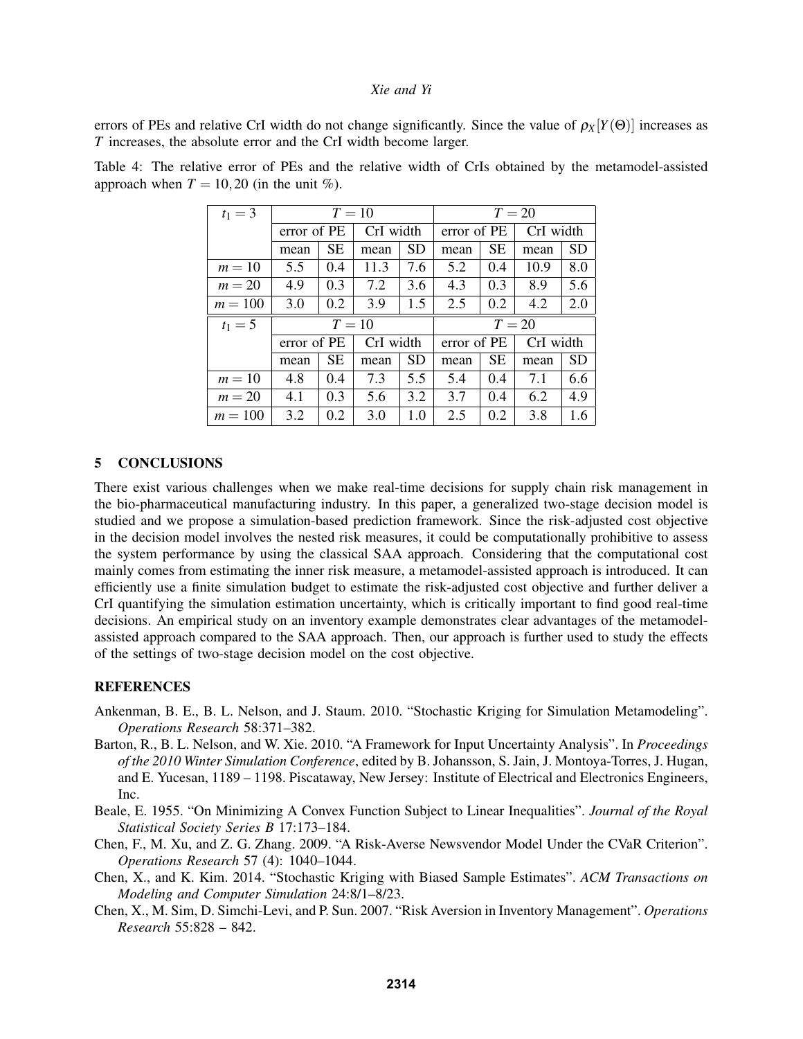errors of PEs and relative CrI width do not change significantly. Since the value of $\rho_X[Y(\Theta)]$ increases as $T$ increases, the absolute error and the CrI width become larger.

Table 4: The relative error of PEs and the relative width of CrIs obtained by the metamodel-assisted approach when $T = 10, 20$ (in the unit %).

| $t_1 = 3$ | $T = 10$ | | | | $T = 20$ | | | |
|---|---|---|---|---|---|---|---|---|
| | error of PE | | CrI width | | error of PE | | CrI width | |
| | mean | SE | mean | SD | mean | SE | mean | SD |
| $m = 10$ | 5.5 | 0.4 | 11.3 | 7.6 | 5.2 | 0.4 | 10.9 | 8.0 |
| $m = 20$ | 4.9 | 0.3 | 7.2 | 3.6 | 4.3 | 0.3 | 8.9 | 5.6 |
| $m = 100$ | 3.0 | 0.2 | 3.9 | 1.5 | 2.5 | 0.2 | 4.2 | 2.0 |
| $t_1 = 5$ | $T = 10$ | | | | $T = 20$ | | | |
| | error of PE | | CrI width | | error of PE | | CrI width | |
| | mean | SE | mean | SD | mean | SE | mean | SD |
| $m = 10$ | 4.8 | 0.4 | 7.3 | 5.5 | 5.4 | 0.4 | 7.1 | 6.6 |
| $m = 20$ | 4.1 | 0.3 | 5.6 | 3.2 | 3.7 | 0.4 | 6.2 | 4.9 |
| $m = 100$ | 3.2 | 0.2 | 3.0 | 1.0 | 2.5 | 0.2 | 3.8 | 1.6 |

## 5 CONCLUSIONS

There exist various challenges when we make real-time decisions for supply chain risk management in the bio-pharmaceutical manufacturing industry. In this paper, a generalized two-stage decision model is studied and we propose a simulation-based prediction framework. Since the risk-adjusted cost objective in the decision model involves the nested risk measures, it could be computationally prohibitive to assess the system performance by using the classical SAA approach. Considering that the computational cost mainly comes from estimating the inner risk measure, a metamodel-assisted approach is introduced. It can efficiently use a finite simulation budget to estimate the risk-adjusted cost objective and further deliver a CrI quantifying the simulation estimation uncertainty, which is critically important to find good real-time decisions. An empirical study on an inventory example demonstrates clear advantages of the metamodel-assisted approach compared to the SAA approach. Then, our approach is further used to study the effects of the settings of two-stage decision model on the cost objective.

## REFERENCES

Ankenman, B. E., B. L. Nelson, and J. Staum. 2010. "Stochastic Kriging for Simulation Metamodeling". *Operations Research* 58:371–382.

Barton, R., B. L. Nelson, and W. Xie. 2010. "A Framework for Input Uncertainty Analysis". In *Proceedings of the 2010 Winter Simulation Conference*, edited by B. Johansson, S. Jain, J. Montoya-Torres, J. Hugan, and E. Yucesan, 1189 – 1198. Piscataway, New Jersey: Institute of Electrical and Electronics Engineers, Inc.

Beale, E. 1955. "On Minimizing A Convex Function Subject to Linear Inequalities". *Journal of the Royal Statistical Society Series B* 17:173–184.

Chen, F., M. Xu, and Z. G. Zhang. 2009. "A Risk-Averse Newsvendor Model Under the CVaR Criterion". *Operations Research* 57 (4): 1040–1044.

Chen, X., and K. Kim. 2014. "Stochastic Kriging with Biased Sample Estimates". *ACM Transactions on Modeling and Computer Simulation* 24:8/1–8/23.

Chen, X., M. Sim, D. Simchi-Levi, and P. Sun. 2007. "Risk Aversion in Inventory Management". *Operations Research* 55:828 – 842.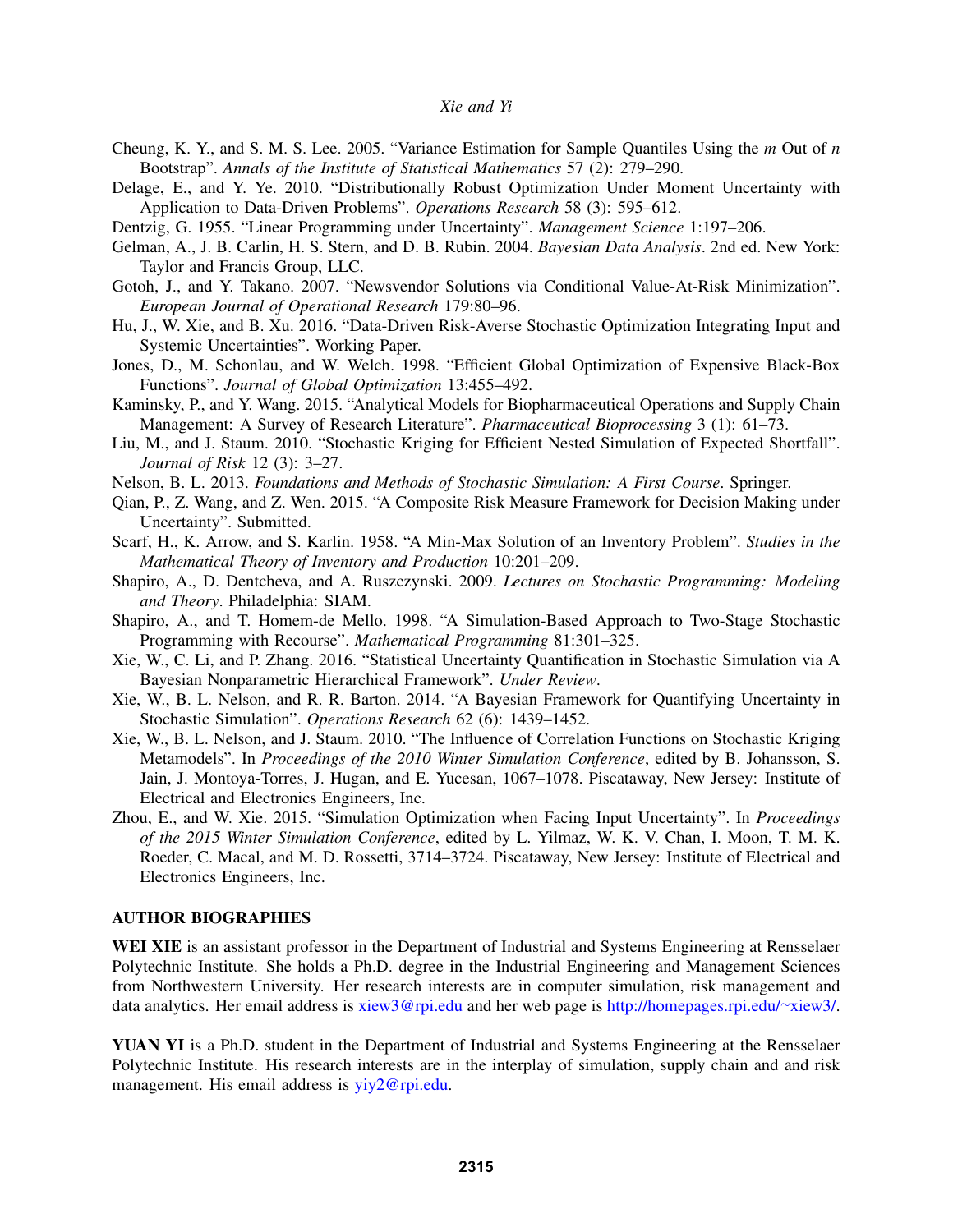Cheung, K. Y., and S. M. S. Lee. 2005. "Variance Estimation for Sample Quantiles Using the *m* Out of *n* Bootstrap". *Annals of the Institute of Statistical Mathematics* 57 (2): 279–290.

Delage, E., and Y. Ye. 2010. "Distributionally Robust Optimization Under Moment Uncertainty with Application to Data-Driven Problems". *Operations Research* 58 (3): 595–612.

Dentzig, G. 1955. "Linear Programming under Uncertainty". *Management Science* 1:197–206.

Gelman, A., J. B. Carlin, H. S. Stern, and D. B. Rubin. 2004. *Bayesian Data Analysis*. 2nd ed. New York: Taylor and Francis Group, LLC.

Gotoh, J., and Y. Takano. 2007. "Newsvendor Solutions via Conditional Value-At-Risk Minimization". *European Journal of Operational Research* 179:80–96.

Hu, J., W. Xie, and B. Xu. 2016. "Data-Driven Risk-Averse Stochastic Optimization Integrating Input and Systemic Uncertainties". Working Paper.

Jones, D., M. Schonlau, and W. Welch. 1998. "Efficient Global Optimization of Expensive Black-Box Functions". *Journal of Global Optimization* 13:455–492.

Kaminsky, P., and Y. Wang. 2015. "Analytical Models for Biopharmaceutical Operations and Supply Chain Management: A Survey of Research Literature". *Pharmaceutical Bioprocessing* 3 (1): 61–73.

Liu, M., and J. Staum. 2010. "Stochastic Kriging for Efficient Nested Simulation of Expected Shortfall". *Journal of Risk* 12 (3): 3–27.

Nelson, B. L. 2013. *Foundations and Methods of Stochastic Simulation: A First Course*. Springer.

Qian, P., Z. Wang, and Z. Wen. 2015. "A Composite Risk Measure Framework for Decision Making under Uncertainty". Submitted.

Scarf, H., K. Arrow, and S. Karlin. 1958. "A Min-Max Solution of an Inventory Problem". *Studies in the Mathematical Theory of Inventory and Production* 10:201–209.

Shapiro, A., D. Dentcheva, and A. Ruszczynski. 2009. *Lectures on Stochastic Programming: Modeling and Theory*. Philadelphia: SIAM.

Shapiro, A., and T. Homem-de Mello. 1998. "A Simulation-Based Approach to Two-Stage Stochastic Programming with Recourse". *Mathematical Programming* 81:301–325.

Xie, W., C. Li, and P. Zhang. 2016. "Statistical Uncertainty Quantification in Stochastic Simulation via A Bayesian Nonparametric Hierarchical Framework". *Under Review*.

Xie, W., B. L. Nelson, and R. R. Barton. 2014. "A Bayesian Framework for Quantifying Uncertainty in Stochastic Simulation". *Operations Research* 62 (6): 1439–1452.

Xie, W., B. L. Nelson, and J. Staum. 2010. "The Influence of Correlation Functions on Stochastic Kriging Metamodels". In *Proceedings of the 2010 Winter Simulation Conference*, edited by B. Johansson, S. Jain, J. Montoya-Torres, J. Hugan, and E. Yucesan, 1067–1078. Piscataway, New Jersey: Institute of Electrical and Electronics Engineers, Inc.

Zhou, E., and W. Xie. 2015. "Simulation Optimization when Facing Input Uncertainty". In *Proceedings of the 2015 Winter Simulation Conference*, edited by L. Yilmaz, W. K. V. Chan, I. Moon, T. M. K. Roeder, C. Macal, and M. D. Rossetti, 3714–3724. Piscataway, New Jersey: Institute of Electrical and Electronics Engineers, Inc.

## AUTHOR BIOGRAPHIES

**WEI XIE** is an assistant professor in the Department of Industrial and Systems Engineering at Rensselaer Polytechnic Institute. She holds a Ph.D. degree in the Industrial Engineering and Management Sciences from Northwestern University. Her research interests are in computer simulation, risk management and data analytics. Her email address is xiew3@rpi.edu and her web page is http://homepages.rpi.edu/~xiew3/.

**YUAN YI** is a Ph.D. student in the Department of Industrial and Systems Engineering at the Rensselaer Polytechnic Institute. His research interests are in the interplay of simulation, supply chain and and risk management. His email address is yiy2@rpi.edu.